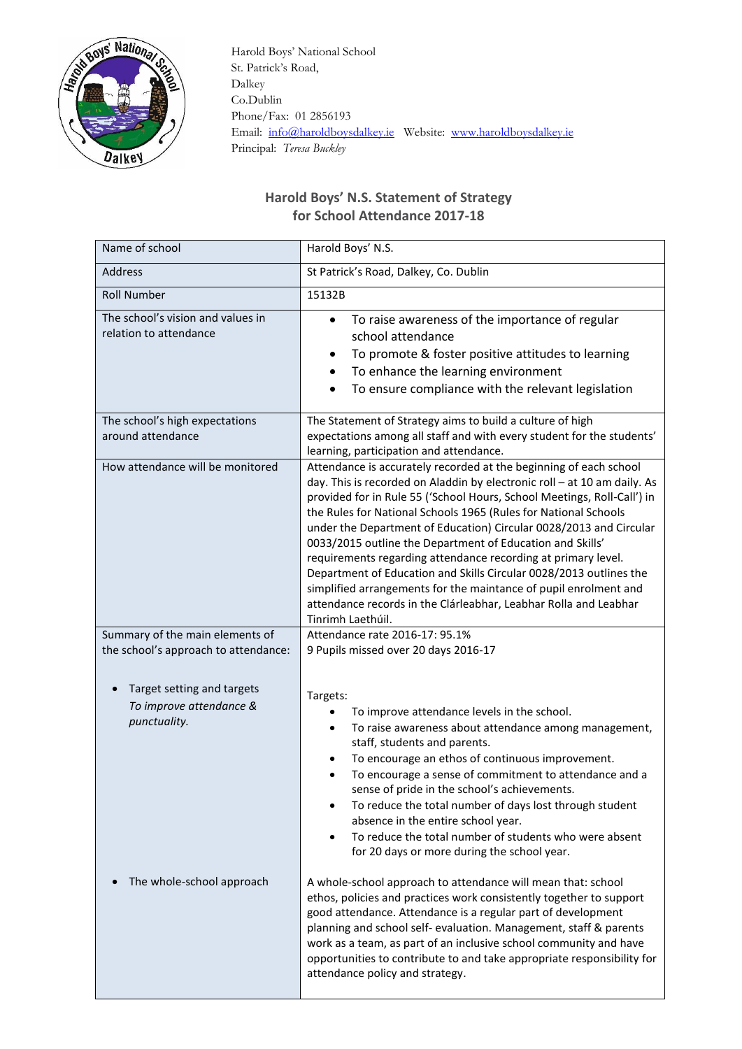Harold Boys' National School
St. Patrick's Road,
Dalkey
Co.Dublin
Phone/Fax: 01 2856193
Email: info@haroldboysdalkey.ie Website: www.haroldboysdalkey.ie
Principal: *Teresa Buckley*

## Harold Boys' N.S. Statement of Strategy for School Attendance 2017-18

| Name of school | Harold Boys' N.S. |
|---|---|
| Address | St Patrick's Road, Dalkey, Co. Dublin |
| Roll Number | 15132B |
| The school's vision and values in relation to attendance | • To raise awareness of the importance of regular school attendance<br>• To promote & foster positive attitudes to learning<br>• To enhance the learning environment<br>• To ensure compliance with the relevant legislation |
| The school's high expectations around attendance | The Statement of Strategy aims to build a culture of high expectations among all staff and with every student for the students' learning, participation and attendance. |
| How attendance will be monitored | Attendance is accurately recorded at the beginning of each school day. This is recorded on Aladdin by electronic roll – at 10 am daily. As provided for in Rule 55 ('School Hours, School Meetings, Roll-Call') in the Rules for National Schools 1965 (Rules for National Schools under the Department of Education) Circular 0028/2013 and Circular 0033/2015 outline the Department of Education and Skills' requirements regarding attendance recording at primary level. Department of Education and Skills Circular 0028/2013 outlines the simplified arrangements for the maintenance of pupil enrolment and attendance records in the Clárleabhar, Leabhar Rolla and Leabhar Tinrimh Laethúil. |
| Summary of the main elements of the school's approach to attendance:<br><br>• Target setting and targets<br>*To improve attendance & punctuality.* | Attendance rate 2016-17: 95.1%<br>9 Pupils missed over 20 days 2016-17<br><br>Targets:<br>• To improve attendance levels in the school.<br>• To raise awareness about attendance among management, staff, students and parents.<br>• To encourage an ethos of continuous improvement.<br>• To encourage a sense of commitment to attendance and a sense of pride in the school's achievements.<br>• To reduce the total number of days lost through student absence in the entire school year.<br>• To reduce the total number of students who were absent for 20 days or more during the school year. |
| • The whole-school approach | A whole-school approach to attendance will mean that: school ethos, policies and practices work consistently together to support good attendance. Attendance is a regular part of development planning and school self- evaluation. Management, staff & parents work as a team, as part of an inclusive school community and have opportunities to contribute to and take appropriate responsibility for attendance policy and strategy. |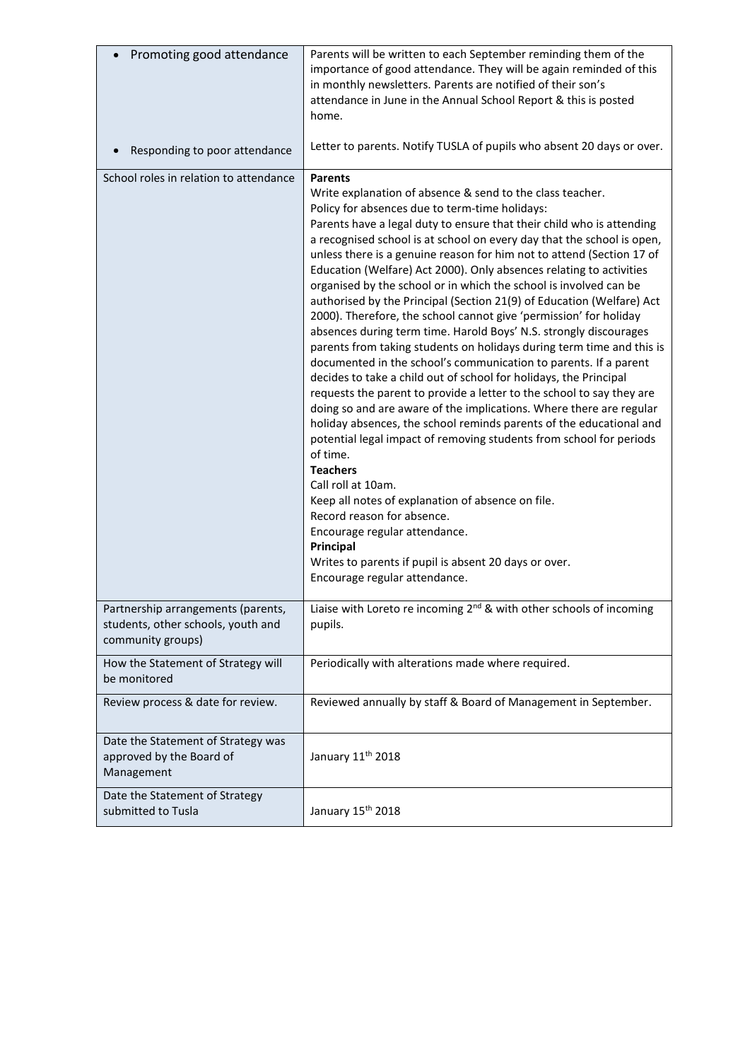| | |
|---|---|
| • Promoting good attendance<br><br>• Responding to poor attendance | Parents will be written to each September reminding them of the importance of good attendance. They will be again reminded of this in monthly newsletters. Parents are notified of their son's attendance in June in the Annual School Report & this is posted home.<br><br>Letter to parents. Notify TUSLA of pupils who absent 20 days or over. |
| School roles in relation to attendance | **Parents**<br>Write explanation of absence & send to the class teacher.<br>Policy for absences due to term-time holidays:<br>Parents have a legal duty to ensure that their child who is attending a recognised school is at school on every day that the school is open, unless there is a genuine reason for him not to attend (Section 17 of Education (Welfare) Act 2000). Only absences relating to activities organised by the school or in which the school is involved can be authorised by the Principal (Section 21(9) of Education (Welfare) Act 2000). Therefore, the school cannot give 'permission' for holiday absences during term time. Harold Boys' N.S. strongly discourages parents from taking students on holidays during term time and this is documented in the school's communication to parents. If a parent decides to take a child out of school for holidays, the Principal requests the parent to provide a letter to the school to say they are doing so and are aware of the implications. Where there are regular holiday absences, the school reminds parents of the educational and potential legal impact of removing students from school for periods of time.<br>**Teachers**<br>Call roll at 10am.<br>Keep all notes of explanation of absence on file.<br>Record reason for absence.<br>Encourage regular attendance.<br>**Principal**<br>Writes to parents if pupil is absent 20 days or over.<br>Encourage regular attendance. |
| Partnership arrangements (parents, students, other schools, youth and community groups) | Liaise with Loreto re incoming 2nd & with other schools of incoming pupils. |
| How the Statement of Strategy will be monitored | Periodically with alterations made where required. |
| Review process & date for review. | Reviewed annually by staff & Board of Management in September. |
| Date the Statement of Strategy was approved by the Board of Management | January 11th 2018 |
| Date the Statement of Strategy submitted to Tusla | January 15th 2018 |